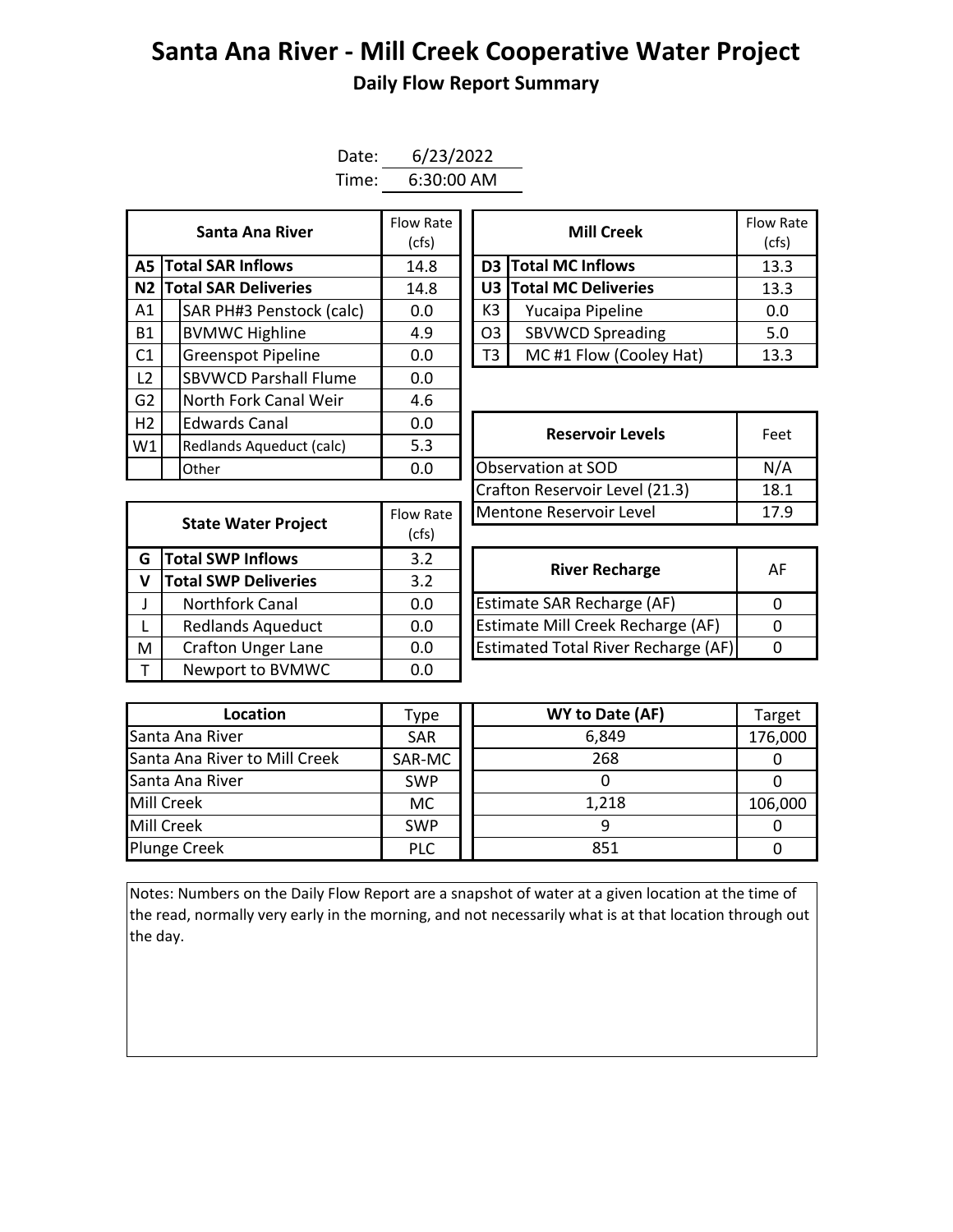# Santa Ana River - Mill Creek Cooperative Water Project

## Daily Flow Report Summary

Date: 6/23/2022

Time: 6:30:00 AM

| | Santa Ana River | Flow Rate (cfs) |
|---|---|---|
| A5 | **Total SAR Inflows** | 14.8 |
| N2 | **Total SAR Deliveries** | 14.8 |
| A1 | SAR PH#3 Penstock (calc) | 0.0 |
| B1 | BVMWC Highline | 4.9 |
| C1 | Greenspot Pipeline | 0.0 |
| L2 | SBVWCD Parshall Flume | 0.0 |
| G2 | North Fork Canal Weir | 4.6 |
| H2 | Edwards Canal | 0.0 |
| W1 | Redlands Aqueduct (calc) | 5.3 |
| | Other | 0.0 |

| | Mill Creek | Flow Rate (cfs) |
|---|---|---|
| D3 | **Total MC Inflows** | 13.3 |
| U3 | **Total MC Deliveries** | 13.3 |
| K3 | Yucaipa Pipeline | 0.0 |
| O3 | SBVWCD Spreading | 5.0 |
| T3 | MC #1 Flow (Cooley Hat) | 13.3 |

| | State Water Project | Flow Rate (cfs) |
|---|---|---|
| G | **Total SWP Inflows** | 3.2 |
| V | **Total SWP Deliveries** | 3.2 |
| J | Northfork Canal | 0.0 |
| L | Redlands Aqueduct | 0.0 |
| M | Crafton Unger Lane | 0.0 |
| T | Newport to BVMWC | 0.0 |

| Reservoir Levels | Feet |
|---|---|
| Observation at SOD | N/A |
| Crafton Reservoir Level (21.3) | 18.1 |
| Mentone Reservoir Level | 17.9 |

| River Recharge | AF |
|---|---|
| Estimate SAR Recharge (AF) | 0 |
| Estimate Mill Creek Recharge (AF) | 0 |
| Estimated Total River Recharge (AF) | 0 |

| Location | Type | WY to Date (AF) | Target |
|---|---|---|---|
| Santa Ana River | SAR | 6,849 | 176,000 |
| Santa Ana River to Mill Creek | SAR-MC | 268 | 0 |
| Santa Ana River | SWP | 0 | 0 |
| Mill Creek | MC | 1,218 | 106,000 |
| Mill Creek | SWP | 9 | 0 |
| Plunge Creek | PLC | 851 | 0 |

Notes: Numbers on the Daily Flow Report are a snapshot of water at a given location at the time of the read, normally very early in the morning, and not necessarily what is at that location through out the day.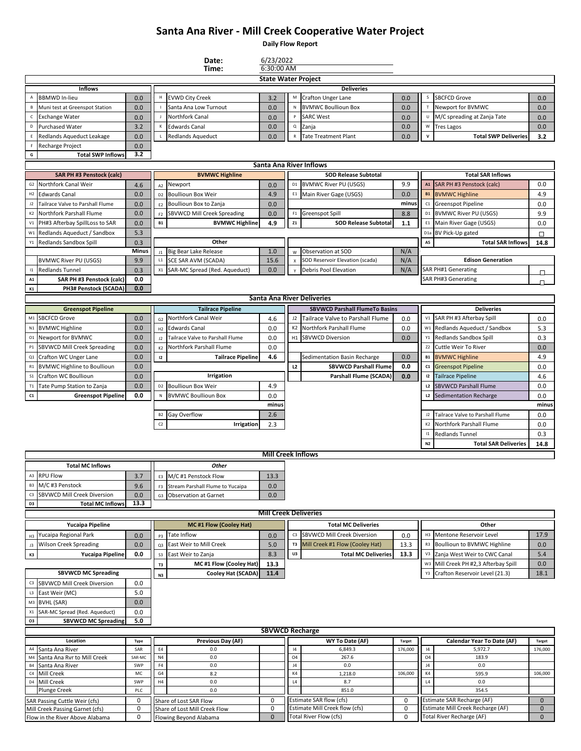# Santa Ana River - Mill Creek Cooperative Water Project

**Daily Flow Report**

**Date:** 6/23/2022
**Time:** 6:30:00 AM

## State Water Project

### Inflows

| | | |
|---|---|---|
| A | BBMWD In-lieu | 0.0 |
| B | Muni test at Greenspot Station | 0.0 |
| C | Exchange Water | 0.0 |
| D | Purchased Water | 3.2 |
| E | Redlands Aqueduct Leakage | 0.0 |
| F | Recharge Project | 0.0 |
| G | **Total SWP Inflows** | **3.2** |

### Deliveries

| | | |
|---|---|---|
| H | EVWD City Creek | 3.2 |
| I | Santa Ana Low Turnout | 0.0 |
| J | Northfork Canal | 0.0 |
| K | Edwards Canal | 0.0 |
| L | Redlands Aqueduct | 0.0 |
| M | Crafton Unger Lane | 0.0 |
| N | BVMWC Boullioun Box | 0.0 |
| P | SARC West | 0.0 |
| Q | Zanja | 0.0 |
| R | Tate Treatment Plant | 0.0 |
| S | SBCFCD Grove | 0.0 |
| T | Newport for BVMWC | 0.0 |
| U | M/C spreading at Zanja Tate | 0.0 |
| W | Tres Lagos | 0.0 |
| V | **Total SWP Deliveries** | **3.2** |

## Santa Ana River Inflows

### SAR PH #3 Penstock (calc)

| | | |
|---|---|---|
| G2 | Northfork Canal Weir | 4.6 |
| H2 | Edwards Canal | 0.0 |
| J2 | Tailrace Valve to Parshall Flume | 0.0 |
| K2 | Northfork Parshall Flume | 0.0 |
| V1 | PH#3 Afterbay SpillLoss to SAR | 0.0 |
| W1 | Redlands Aqueduct / Sandbox | 5.3 |
| Y1 | Redlands Sandbox Spill | 0.3 |
| | | **Minus** |
| | BVMWC River PU (USGS) | 9.9 |
| I1 | Redlands Tunnel | 0.3 |
| A1 | **SAR PH #3 Penstock (calc)** | **0.0** |
| K1 | **PH3# Penstock (SCADA)** | **0.0** |

### BVMWC Highline

| | | |
|---|---|---|
| A2 | Newport | 0.0 |
| D2 | Boullioun Box Weir | 4.9 |
| E2 | Boullioun Box to Zanja | 0.0 |
| F2 | SBVWCD Mill Creek Spreading | 0.0 |
| B1 | **BVMWC Highline** | **4.9** |

### Other

| | | |
|---|---|---|
| J1 | Big Bear Lake Release | 1.0 |
| L1 | SCE SAR AVM (SCADA) | 15.6 |
| X1 | SAR-MC Spread (Red. Aqueduct) | 0.0 |

### SOD Release Subtotal

| | | |
|---|---|---|
| D1 | BVMWC River PU (USGS) | 9.9 |
| E1 | Main River Gage (USGS) | 0.0 |
| | | **minus** |
| F1 | Greenspot Spill | 8.8 |
| Z1 | **SOD Release Subtotal** | **1.1** |
| W | Observation at SOD | N/A |
| X | SOD Reservoir Elevation (scada) | N/A |
| Y | Debris Pool Elevation | N/A |

### Total SAR Inflows

| | | |
|---|---|---|
| A1 | SAR PH #3 Penstock (calc) | 0.0 |
| B1 | BVMWC Highline | 4.9 |
| C1 | Greenspot Pipeline | 0.0 |
| D1 | BVMWC River PU (USGS) | 9.9 |
| E1 | Main River Gage (USGS) | 0.0 |
| D1a | BV Pick-Up gated | ☐ |
| A5 | **Total SAR Inflows** | **14.8** |

### Edison Generation

| | |
|---|---|
| SAR PH#1 Generating | ☐ |
| SAR PH#3 Generating | ☐ |

## Santa Ana River Deliveries

### Greenspot Pipeline

| | | |
|---|---|---|
| M1 | SBCFCD Grove | 0.0 |
| N1 | BVMWC Highline | 0.0 |
| O1 | Newport for BVMWC | 0.0 |
| P1 | SBVWCD Mill Creek Spreading | 0.0 |
| Q1 | Crafton WC Unger Lane | 0.0 |
| R1 | BVMWC Highline to Boullioun | 0.0 |
| S1 | Crafton WC Boullioun | 0.0 |
| T1 | Tate Pump Station to Zanja | 0.0 |
| C1 | **Greenspot Pipeline** | **0.0** |

### Tailrace Pipeline

| | | |
|---|---|---|
| G2 | Northfork Canal Weir | 4.6 |
| H2 | Edwards Canal | 0.0 |
| J2 | Tailrace Valve to Parshall Flume | 0.0 |
| K2 | Northfork Parshall Flume | 0.0 |
| I2 | **Tailrace Pipeline** | **4.6** |

### Irrigation

| | | |
|---|---|---|
| D2 | Boullioun Box Weir | 4.9 |
| N | BVMWC Boullioun Box | 0.0 |
| | | **minus** |
| B2 | Gay Overflow | 2.6 |
| C2 | **Irrigation** | **2.3** |

### SBVWCD Parshall FlumeTo Basins

| | | |
|---|---|---|
| J2 | Tailrace Valve to Parshall Flume | 0.0 |
| K2 | Northfork Parshall Flume | 0.0 |
| H1 | SBVWCD Diversion | 0.0 |
| | Sedimentation Basin Recharge | 0.0 |
| L2 | **SBVWCD Parshall Flume** | **0.0** |
| | **Parshall Flume (SCADA)** | **0.0** |

### Deliveries

| | | |
|---|---|---|
| V1 | SAR PH #3 Afterbay Spill | 0.0 |
| W1 | Redlands Aqueduct / Sandbox | 5.3 |
| Y1 | Redlands Sandbox Spill | 0.3 |
| Z2 | Cuttle Weir To River | 0.0 |
| B1 | BVMWC Highline | 4.9 |
| C1 | Greenspot Pipeline | 0.0 |
| I2 | Tailrace Pipeline | 4.6 |
| L2 | SBVWCD Parshall Flume | 0.0 |
| L2 | Sedimentation Recharge | 0.0 |
| | | **minus** |
| J2 | Tailrace Valve to Parshall Flume | 0.0 |
| K2 | Northfork Parshall Flume | 0.0 |
| I1 | Redlands Tunnel | 0.3 |
| N2 | **Total SAR Deliveries** | **14.8** |

## Mill Creek Inflows

### Total MC Inflows

| | | |
|---|---|---|
| A3 | RPU Flow | 3.7 |
| B3 | M/C #3 Penstock | 9.6 |
| C3 | SBVWCD Mill Creek Diversion | 0.0 |
| D3 | **Total MC Inflows** | **13.3** |

### *Other*

| | | |
|---|---|---|
| E3 | M/C #1 Penstock Flow | 13.3 |
| F3 | Stream Parshall Flume to Yucaipa | 0.0 |
| G3 | Observation at Garnet | 0.0 |

## Mill Creek Deliveries

### Yucaipa Pipeline

| | | |
|---|---|---|
| H3 | Yucaipa Regional Park | 0.0 |
| J3 | Wilson Creek Spreading | 0.0 |
| K3 | **Yucaipa Pipeline** | **0.0** |

### SBVWCD MC Spreading

| | | |
|---|---|---|
| C3 | SBVWCD Mill Creek Diversion | 0.0 |
| L3 | East Weir (MC) | 5.0 |
| M3 | BVHL (SAR) | 0.0 |
| X1 | SAR-MC Spread (Red. Aqueduct) | 0.0 |
| O3 | **SBVWCD MC Spreading** | **5.0** |

### MC #1 Flow (Cooley Hat)

| | | |
|---|---|---|
| P3 | Tate Inflow | 0.0 |
| Q3 | East Weir to Mill Creek | 5.0 |
| S3 | East Weir to Zanja | 8.3 |
| T3 | **MC #1 Flow (Cooley Hat)** | **13.3** |
| N3 | **Cooley Hat (SCADA)** | **11.4** |

### Total MC Deliveries

| | | |
|---|---|---|
| C3 | SBVWCD Mill Creek Diversion | 0.0 |
| T3 | Mill Creek #1 Flow (Cooley Hat) | 13.3 |
| U3 | **Total MC Deliveries** | **13.3** |

### Other

| | | |
|---|---|---|
| H3 | Mentone Reservoir Level | 17.9 |
| R3 | Boullioun to BVMWC Highline | 0.0 |
| V3 | Zanja West Weir to CWC Canal | 5.4 |
| W3 | Mill Creek PH #2,3 Afterbay Spill | 0.0 |
| Y3 | Crafton Reservoir Level (21.3) | 18.1 |

## SBVWCD Recharge

| | Location | Type | | Previous Day (AF) | | WY To Date (AF) | Target | | Calendar Year To Date (AF) | Target |
|---|---|---|---|---|---|---|---|---|---|---|
| A4 | Santa Ana River | SAR | E4 | 0.0 | I4 | 6,849.3 | 176,000 | I4 | 5,972.7 | 176,000 |
| M4 | Santa Ana Rvr to Mill Creek | SAR-MC | N4 | 0.0 | O4 | 267.6 | | O4 | 183.9 | |
| B4 | Santa Ana River | SWP | F4 | 0.0 | J4 | 0.0 | | J4 | 0.0 | |
| C4 | Mill Creek | MC | G4 | 8.2 | K4 | 1,218.0 | 106,000 | K4 | 595.9 | 106,000 |
| D4 | Mill Creek | SWP | H4 | 0.0 | L4 | 8.7 | | L4 | 0.0 | |
| | Plunge Creek | PLC | | 0.0 | | 851.0 | | | 354.5 | |

| | | | | | | | |
|---|---|---|---|---|---|---|---|
| SAR Passing Cuttle Weir (cfs) | 0 | Share of Lost SAR Flow | 0 | Estimate SAR flow (cfs) | 0 | Estimate SAR Recharge (AF) | 0 |
| Mill Creek Passing Garnet (cfs) | 0 | Share of Lost Mill Creek Flow | 0 | Estimate Mill Creek flow (cfs) | 0 | Estimate Mill Creek Recharge (AF) | 0 |
| Flow in the River Above Alabama | 0 | Flowing Beyond Alabama | 0 | Total River Flow (cfs) | 0 | Total River Recharge (AF) | 0 |